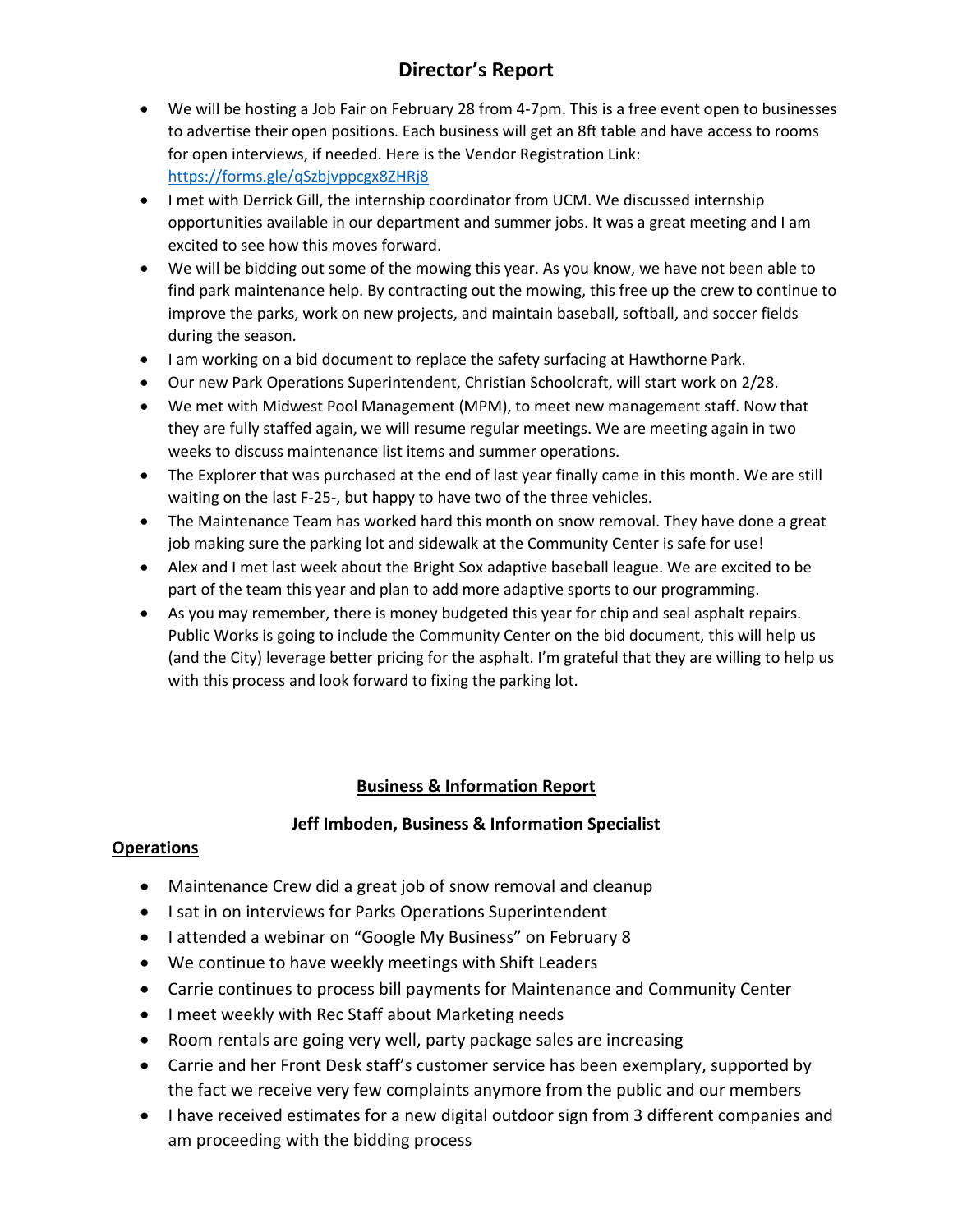# Director's Report

- We will be hosting a Job Fair on February 28 from 4-7pm. This is a free event open to businesses to advertise their open positions. Each business will get an 8ft table and have access to rooms for open interviews, if needed. Here is the Vendor Registration Link: https://forms.gle/qSzbjvppcgx8ZHRj8
- I met with Derrick Gill, the internship coordinator from UCM. We discussed internship opportunities available in our department and summer jobs. It was a great meeting and I am excited to see how this moves forward.
- We will be bidding out some of the mowing this year. As you know, we have not been able to find park maintenance help. By contracting out the mowing, this free up the crew to continue to improve the parks, work on new projects, and maintain baseball, softball, and soccer fields during the season.
- I am working on a bid document to replace the safety surfacing at Hawthorne Park.
- Our new Park Operations Superintendent, Christian Schoolcraft, will start work on 2/28.
- We met with Midwest Pool Management (MPM), to meet new management staff. Now that they are fully staffed again, we will resume regular meetings. We are meeting again in two weeks to discuss maintenance list items and summer operations.
- The Explorer that was purchased at the end of last year finally came in this month. We are still waiting on the last F-25-, but happy to have two of the three vehicles.
- The Maintenance Team has worked hard this month on snow removal. They have done a great job making sure the parking lot and sidewalk at the Community Center is safe for use!
- Alex and I met last week about the Bright Sox adaptive baseball league. We are excited to be part of the team this year and plan to add more adaptive sports to our programming.
- As you may remember, there is money budgeted this year for chip and seal asphalt repairs. Public Works is going to include the Community Center on the bid document, this will help us (and the City) leverage better pricing for the asphalt. I'm grateful that they are willing to help us with this process and look forward to fixing the parking lot.

## Business & Information Report

### Jeff Imboden, Business & Information Specialist

**Operations**

- Maintenance Crew did a great job of snow removal and cleanup
- I sat in on interviews for Parks Operations Superintendent
- I attended a webinar on "Google My Business" on February 8
- We continue to have weekly meetings with Shift Leaders
- Carrie continues to process bill payments for Maintenance and Community Center
- I meet weekly with Rec Staff about Marketing needs
- Room rentals are going very well, party package sales are increasing
- Carrie and her Front Desk staff's customer service has been exemplary, supported by the fact we receive very few complaints anymore from the public and our members
- I have received estimates for a new digital outdoor sign from 3 different companies and am proceeding with the bidding process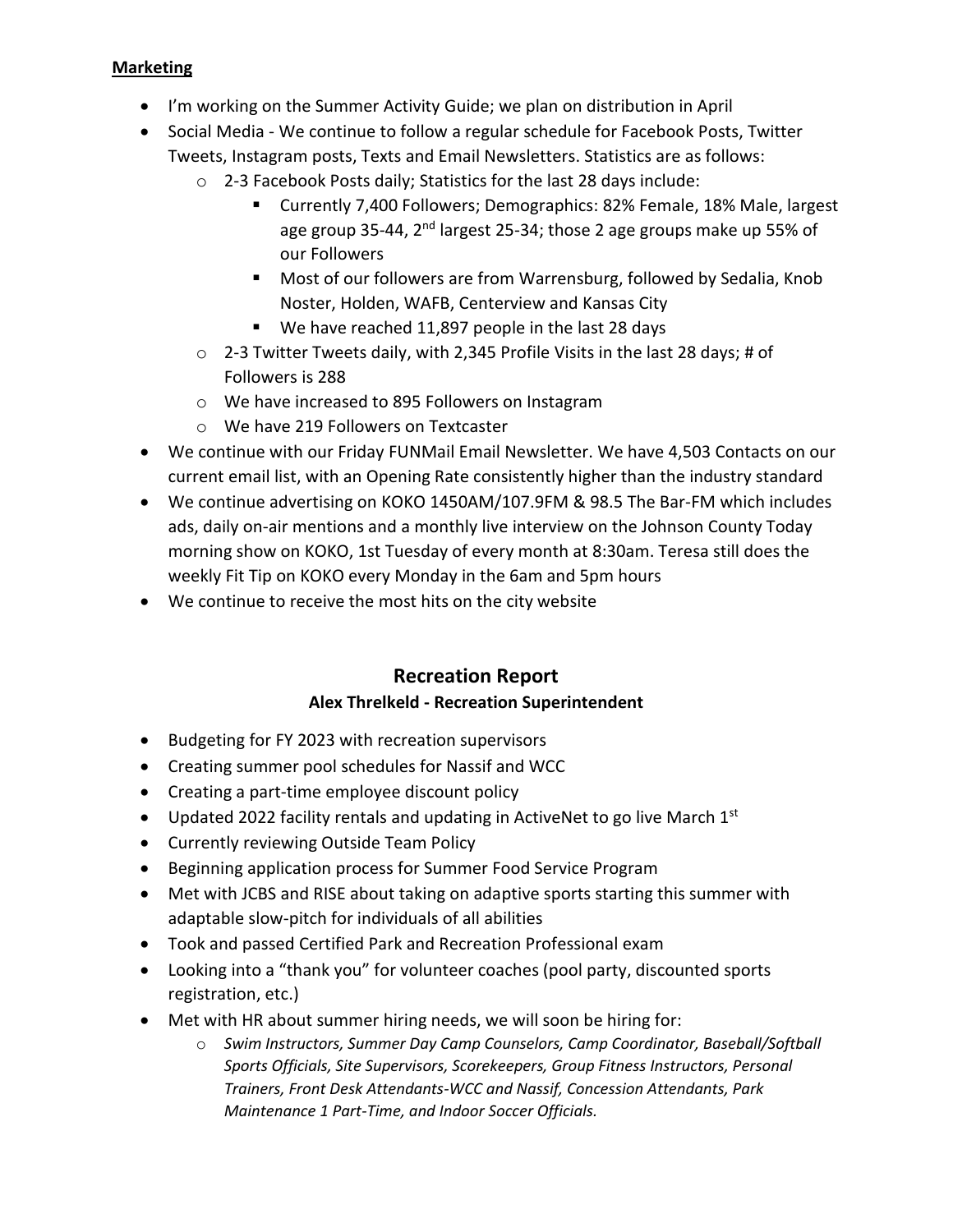**Marketing**

- I'm working on the Summer Activity Guide; we plan on distribution in April
- Social Media - We continue to follow a regular schedule for Facebook Posts, Twitter Tweets, Instagram posts, Texts and Email Newsletters. Statistics are as follows:
    - 2-3 Facebook Posts daily; Statistics for the last 28 days include:
        - Currently 7,400 Followers; Demographics: 82% Female, 18% Male, largest age group 35-44, 2nd largest 25-34; those 2 age groups make up 55% of our Followers
        - Most of our followers are from Warrensburg, followed by Sedalia, Knob Noster, Holden, WAFB, Centerview and Kansas City
        - We have reached 11,897 people in the last 28 days
    - 2-3 Twitter Tweets daily, with 2,345 Profile Visits in the last 28 days; # of Followers is 288
    - We have increased to 895 Followers on Instagram
    - We have 219 Followers on Textcaster
- We continue with our Friday FUNMail Email Newsletter. We have 4,503 Contacts on our current email list, with an Opening Rate consistently higher than the industry standard
- We continue advertising on KOKO 1450AM/107.9FM & 98.5 The Bar-FM which includes ads, daily on-air mentions and a monthly live interview on the Johnson County Today morning show on KOKO, 1st Tuesday of every month at 8:30am. Teresa still does the weekly Fit Tip on KOKO every Monday in the 6am and 5pm hours
- We continue to receive the most hits on the city website

## Recreation Report

**Alex Threlkeld - Recreation Superintendent**

- Budgeting for FY 2023 with recreation supervisors
- Creating summer pool schedules for Nassif and WCC
- Creating a part-time employee discount policy
- Updated 2022 facility rentals and updating in ActiveNet to go live March 1st
- Currently reviewing Outside Team Policy
- Beginning application process for Summer Food Service Program
- Met with JCBS and RISE about taking on adaptive sports starting this summer with adaptable slow-pitch for individuals of all abilities
- Took and passed Certified Park and Recreation Professional exam
- Looking into a "thank you" for volunteer coaches (pool party, discounted sports registration, etc.)
- Met with HR about summer hiring needs, we will soon be hiring for:
    - *Swim Instructors, Summer Day Camp Counselors, Camp Coordinator, Baseball/Softball Sports Officials, Site Supervisors, Scorekeepers, Group Fitness Instructors, Personal Trainers, Front Desk Attendants-WCC and Nassif, Concession Attendants, Park Maintenance 1 Part-Time, and Indoor Soccer Officials.*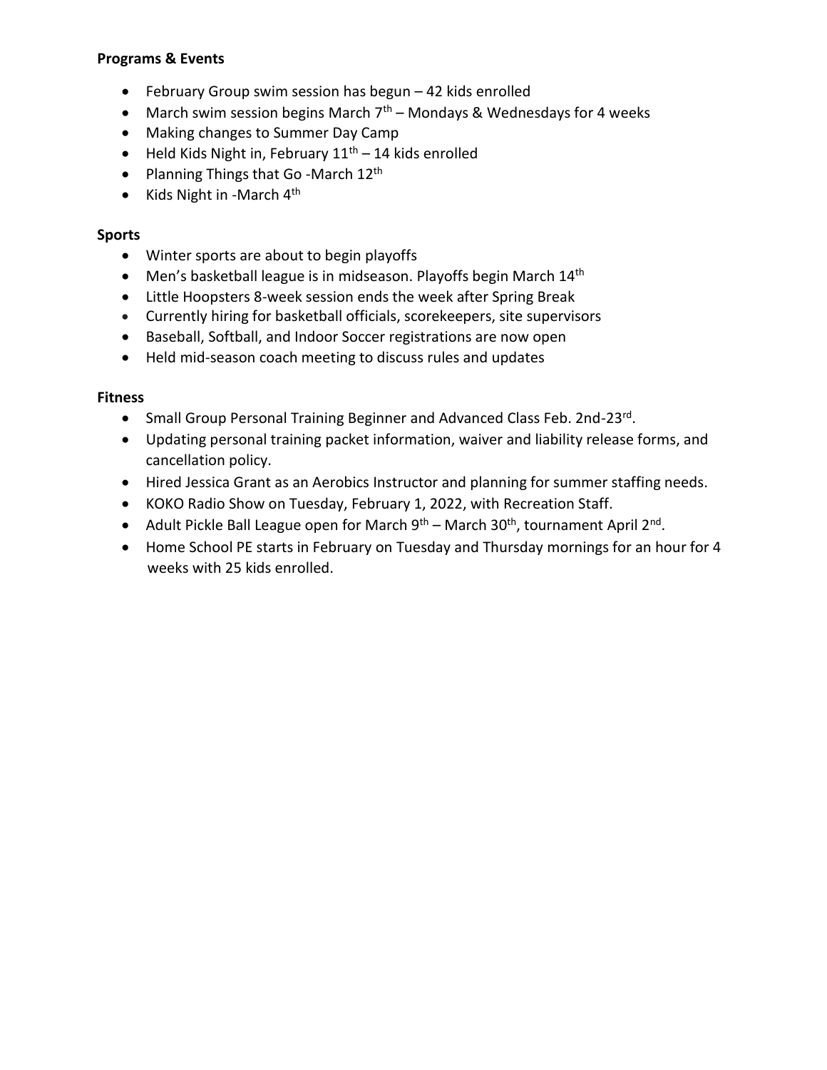**Programs & Events**

- February Group swim session has begun – 42 kids enrolled
- March swim session begins March 7th – Mondays & Wednesdays for 4 weeks
- Making changes to Summer Day Camp
- Held Kids Night in, February 11th – 14 kids enrolled
- Planning Things that Go -March 12th
- Kids Night in -March 4th

**Sports**

- Winter sports are about to begin playoffs
- Men's basketball league is in midseason. Playoffs begin March 14th
- Little Hoopsters 8-week session ends the week after Spring Break
- Currently hiring for basketball officials, scorekeepers, site supervisors
- Baseball, Softball, and Indoor Soccer registrations are now open
- Held mid-season coach meeting to discuss rules and updates

**Fitness**

- Small Group Personal Training Beginner and Advanced Class Feb. 2nd-23rd.
- Updating personal training packet information, waiver and liability release forms, and cancellation policy.
- Hired Jessica Grant as an Aerobics Instructor and planning for summer staffing needs.
- KOKO Radio Show on Tuesday, February 1, 2022, with Recreation Staff.
- Adult Pickle Ball League open for March 9th – March 30th, tournament April 2nd.
- Home School PE starts in February on Tuesday and Thursday mornings for an hour for 4 weeks with 25 kids enrolled.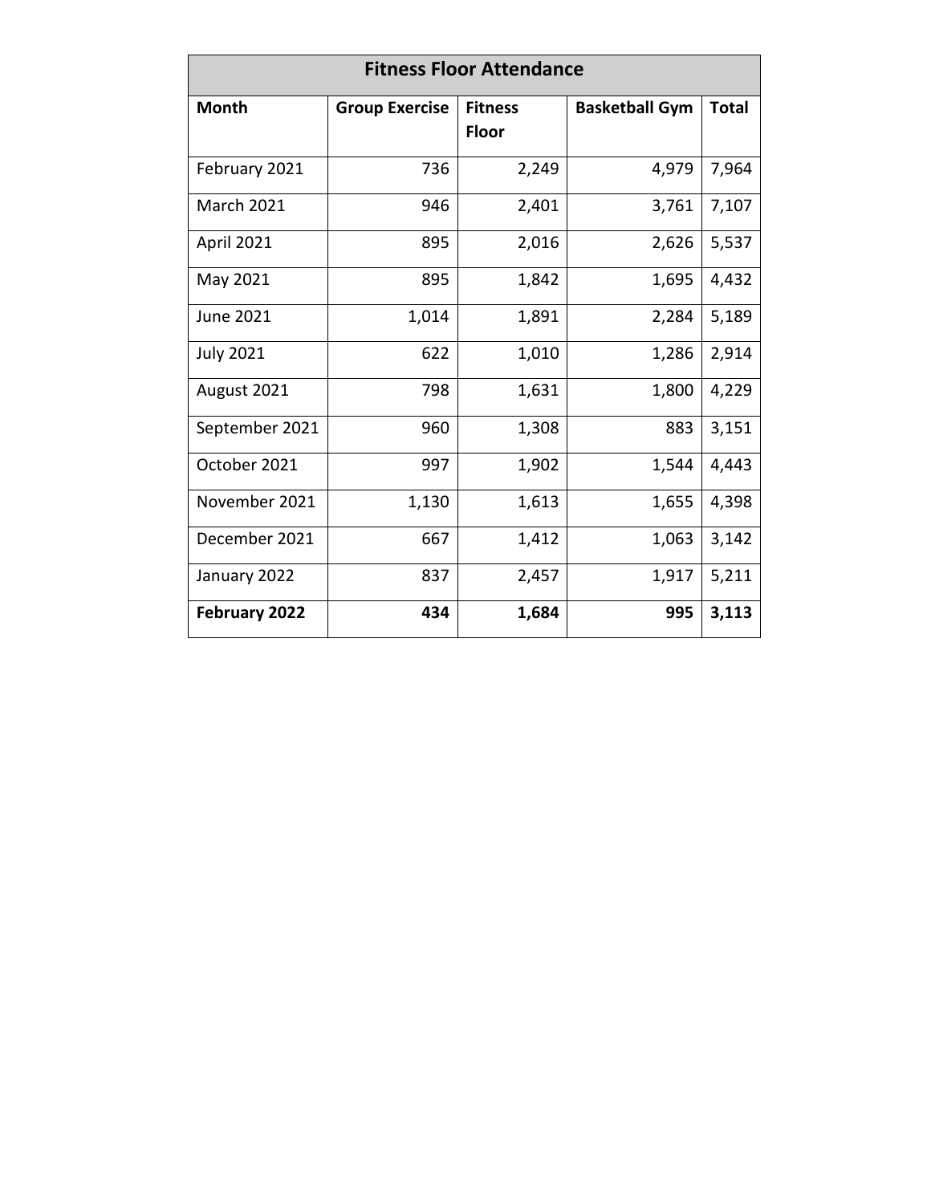| Fitness Floor Attendance | | | | |
|---|---|---|---|---|
| **Month** | **Group Exercise** | **Fitness Floor** | **Basketball Gym** | **Total** |
| February 2021 | 736 | 2,249 | 4,979 | 7,964 |
| March 2021 | 946 | 2,401 | 3,761 | 7,107 |
| April 2021 | 895 | 2,016 | 2,626 | 5,537 |
| May 2021 | 895 | 1,842 | 1,695 | 4,432 |
| June 2021 | 1,014 | 1,891 | 2,284 | 5,189 |
| July 2021 | 622 | 1,010 | 1,286 | 2,914 |
| August 2021 | 798 | 1,631 | 1,800 | 4,229 |
| September 2021 | 960 | 1,308 | 883 | 3,151 |
| October 2021 | 997 | 1,902 | 1,544 | 4,443 |
| November 2021 | 1,130 | 1,613 | 1,655 | 4,398 |
| December 2021 | 667 | 1,412 | 1,063 | 3,142 |
| January 2022 | 837 | 2,457 | 1,917 | 5,211 |
| **February 2022** | **434** | **1,684** | **995** | **3,113** |